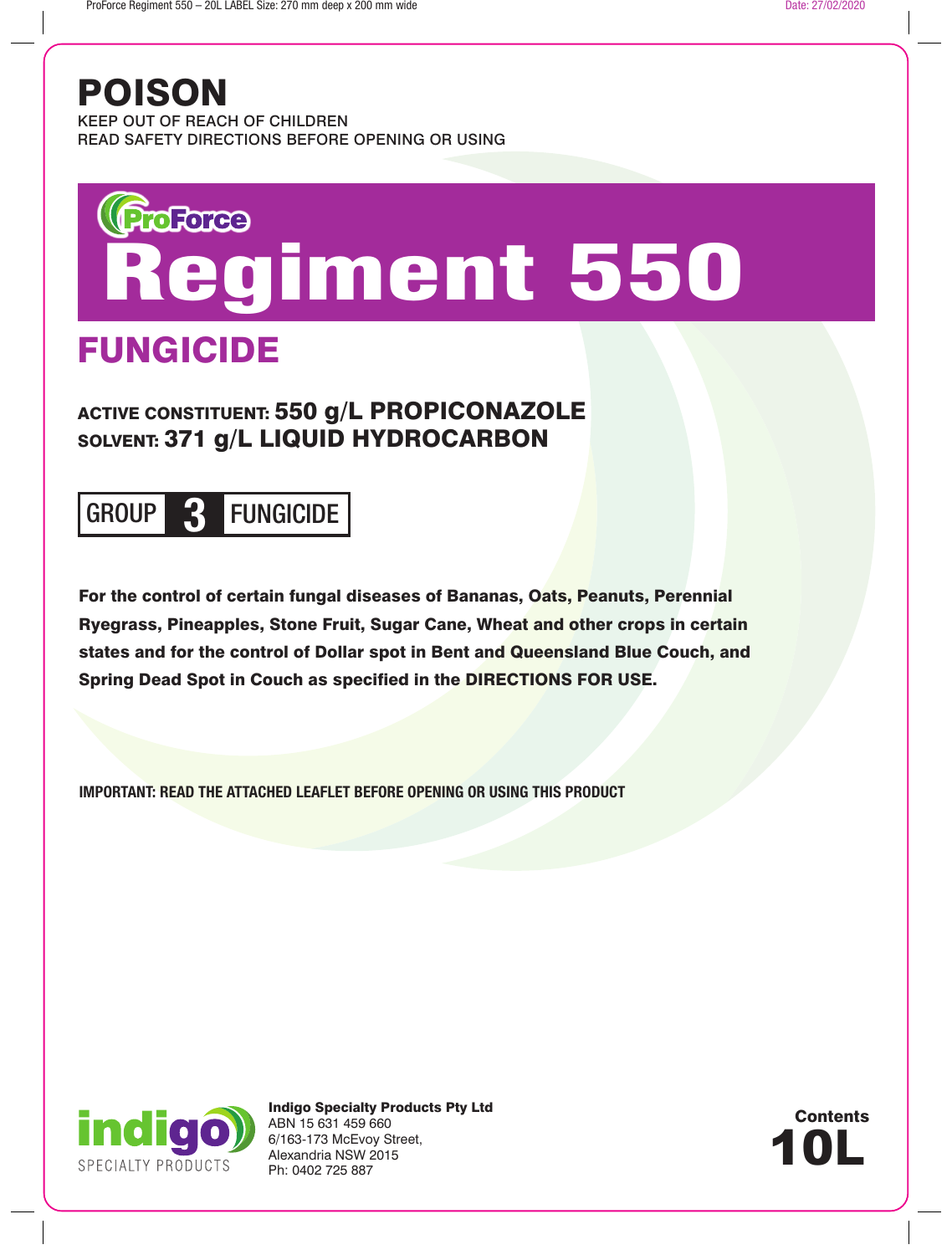# POISON

KEEP OUT OF REACH OF CHILDREN
READ SAFETY DIRECTIONS BEFORE OPENING OR USING

ProForce

# Regiment 550

## FUNGICIDE

**ACTIVE CONSTITUENT: 550 g/L PROPICONAZOLE**
**SOLVENT: 371 g/L LIQUID HYDROCARBON**

**GROUP 3 FUNGICIDE**

**For the control of certain fungal diseases of Bananas, Oats, Peanuts, Perennial Ryegrass, Pineapples, Stone Fruit, Sugar Cane, Wheat and other crops in certain states and for the control of Dollar spot in Bent and Queensland Blue Couch, and Spring Dead Spot in Couch as specified in the DIRECTIONS FOR USE.**

**IMPORTANT: READ THE ATTACHED LEAFLET BEFORE OPENING OR USING THIS PRODUCT**

indigo SPECIALTY PRODUCTS

**Indigo Specialty Products Pty Ltd**
ABN 15 631 459 660
6/163-173 McEvoy Street,
Alexandria NSW 2015
Ph: 0402 725 887

**Contents**
**10L**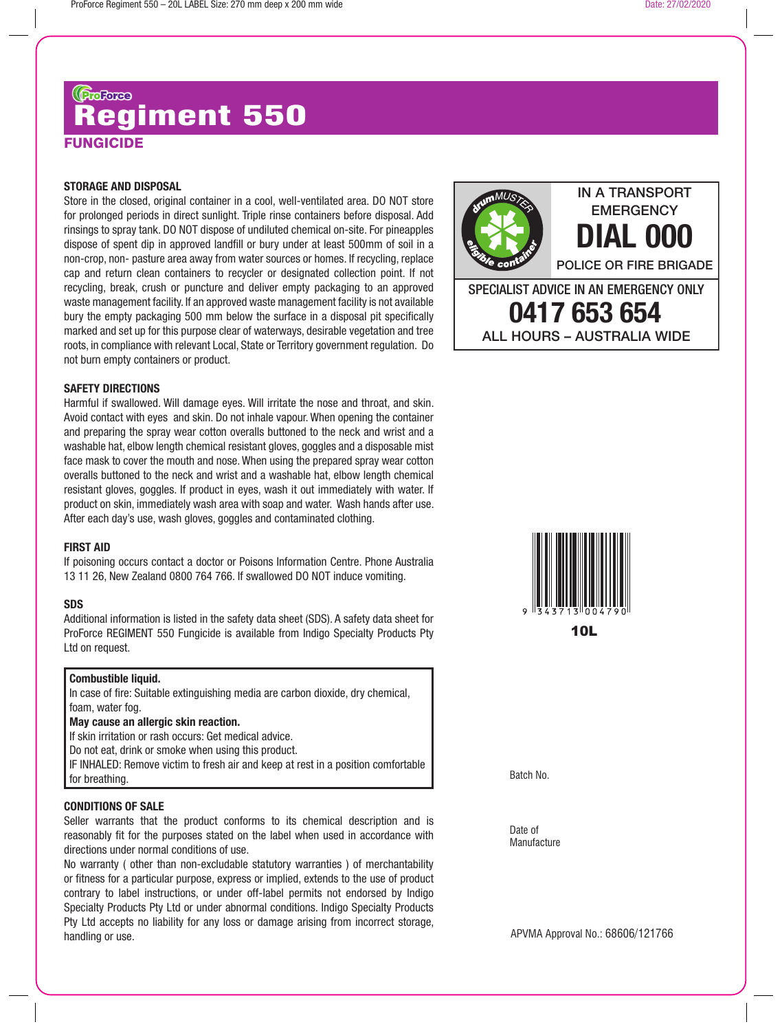ProForce

# Regiment 550

**FUNGICIDE**

### STORAGE AND DISPOSAL

Store in the closed, original container in a cool, well-ventilated area. DO NOT store for prolonged periods in direct sunlight. Triple rinse containers before disposal. Add rinsings to spray tank. DO NOT dispose of undiluted chemical on-site. For pineapples dispose of spent dip in approved landfill or bury under at least 500mm of soil in a non-crop, non- pasture area away from water sources or homes. If recycling, replace cap and return clean containers to recycler or designated collection point. If not recycling, break, crush or puncture and deliver empty packaging to an approved waste management facility. If an approved waste management facility is not available bury the empty packaging 500 mm below the surface in a disposal pit specifically marked and set up for this purpose clear of waterways, desirable vegetation and tree roots, in compliance with relevant Local, State or Territory government regulation. Do not burn empty containers or product.

### SAFETY DIRECTIONS

Harmful if swallowed. Will damage eyes. Will irritate the nose and throat, and skin. Avoid contact with eyes and skin. Do not inhale vapour. When opening the container and preparing the spray wear cotton overalls buttoned to the neck and wrist and a washable hat, elbow length chemical resistant gloves, goggles and a disposable mist face mask to cover the mouth and nose. When using the prepared spray wear cotton overalls buttoned to the neck and wrist and a washable hat, elbow length chemical resistant gloves, goggles. If product in eyes, wash it out immediately with water. If product on skin, immediately wash area with soap and water. Wash hands after use. After each day's use, wash gloves, goggles and contaminated clothing.

### FIRST AID

If poisoning occurs contact a doctor or Poisons Information Centre. Phone Australia 13 11 26, New Zealand 0800 764 766. If swallowed DO NOT induce vomiting.

### SDS

Additional information is listed in the safety data sheet (SDS). A safety data sheet for ProForce REGIMENT 550 Fungicide is available from Indigo Specialty Products Pty Ltd on request.

**Combustible liquid.**
In case of fire: Suitable extinguishing media are carbon dioxide, dry chemical, foam, water fog.
**May cause an allergic skin reaction.**
If skin irritation or rash occurs: Get medical advice.
Do not eat, drink or smoke when using this product.
IF INHALED: Remove victim to fresh air and keep at rest in a position comfortable for breathing.

### CONDITIONS OF SALE

Seller warrants that the product conforms to its chemical description and is reasonably fit for the purposes stated on the label when used in accordance with directions under normal conditions of use.

No warranty ( other than non-excludable statutory warranties ) of merchantability or fitness for a particular purpose, express or implied, extends to the use of product contrary to label instructions, or under off-label permits not endorsed by Indigo Specialty Products Pty Ltd or under abnormal conditions. Indigo Specialty Products Pty Ltd accepts no liability for any loss or damage arising from incorrect storage, handling or use.

drumMUSTER eligible container

IN A TRANSPORT EMERGENCY
**DIAL 000**
POLICE OR FIRE BRIGADE

SPECIALIST ADVICE IN AN EMERGENCY ONLY
**0417 653 654**
ALL HOURS – AUSTRALIA WIDE

9 343713 004790

**10L**

Batch No.

Date of Manufacture

APVMA Approval No.: 68606/121766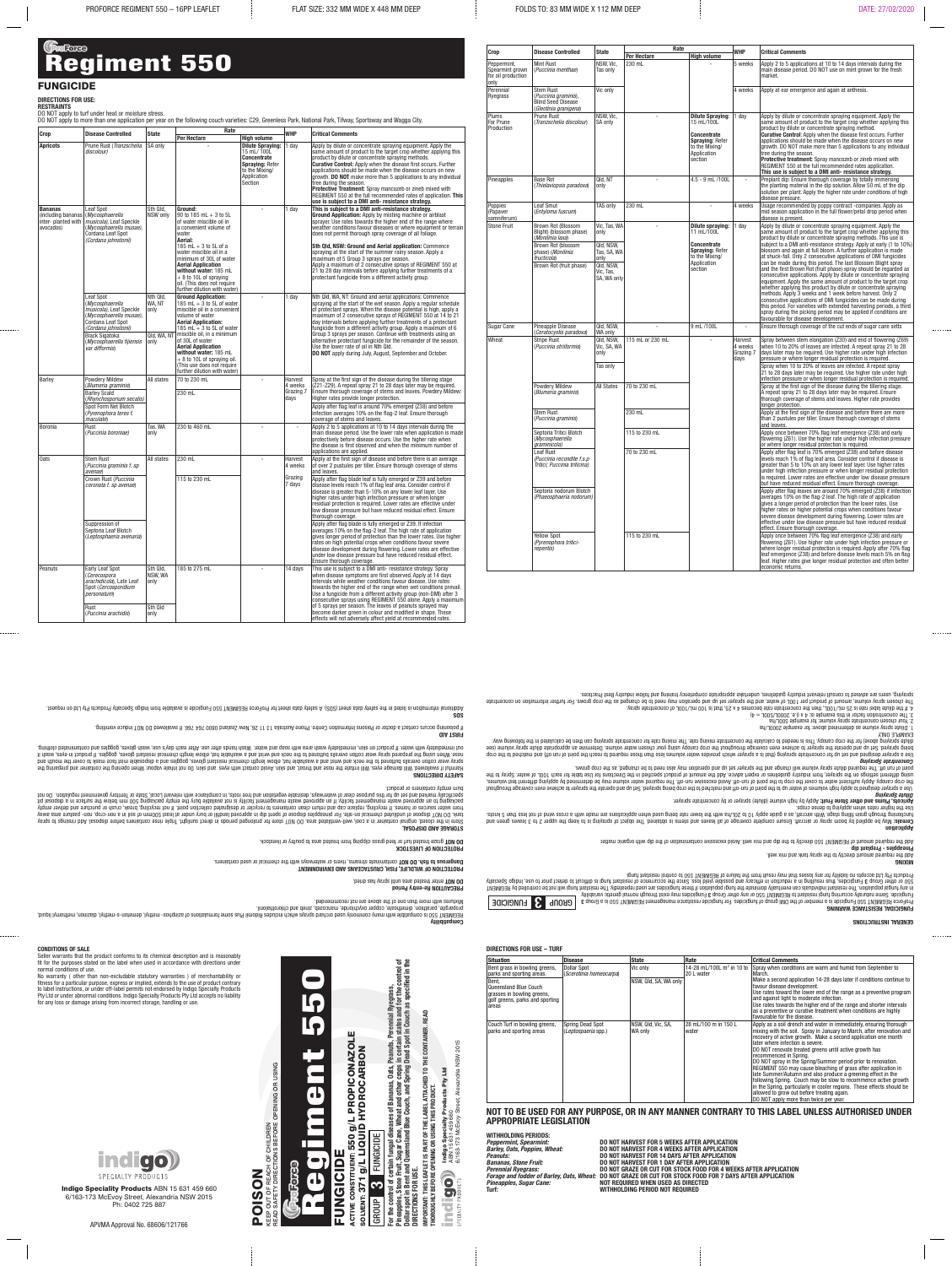# Regiment 550

## FUNGICIDE

**DIRECTIONS FOR USE:**

**RESTRAINTS**

DO NOT apply to turf under heat or moisture stress.

DO NOT apply to more than one application per year on the following couch varieties: C29, Greenless Park, National Park, Tifway, Sportsway and Wagga City.

| Crop | Disease Controlled | State | Rate Per Hectare | Rate High volume | WHP | Critical Comments |
|---|---|---|---|---|---|---|
| **Apricots** | Prune Rust (*Tranzschelia discolour*) | SA only | - | **Dilute Spraying:** 15 mL/ 100L **Concentrate Spraying:** Refer to the Mixing/ Application Section | 1 day | Apply by dilute or concentrate spraying equipment. Apply the same amount of product to the target crop whether applying this product by dilute or concentrate spraying methods. **Curative Control:** Apply when the disease first occurs. Further applications should be made when the disease occurs on new growth. **DO NOT** make more than 5 applications to any individual tree during the season. **Protective Treatment:** Spray mancozeb or zineb mixed with REGIMENT 550 at the full recommended rates of application. **This use is subject to a DMI anti- resistance strategy.** |
| **Bananas** (including banana inter- planted with avocados) | Leaf Spot (*Mycosphaerella musicola*), Leaf Speckle (*Mycosphaerella musae*), Cordana Leaf Spot (*Cordana johnstonii*) | Sth Qld, NSW only | **Ground:** 90 to 185 mL + 3 to 5L of water miscible oil in a convenient volume of water **Aerial:** 185 mL + 3 to 5L of a water miscible oil in a minimum of 30L of water **Aerial Application without water:** 185 mL + 8 to 10L of spraying oil. (This does not require further dilution with water) | - | 1 day | **This is subject to a DMI anti-resistance strategy. Ground Application:** Apply by misting machine or airblast sprayer. Use rates towards the higher end of the range where weather conditions favour diseases or where equipment or terrain does not permit thorough spray coverage of all foliage. **Sth Qld, NSW: Ground and Aerial application:** Commence spraying at the start of the summer rainy season. Apply a maximum of 5 Group 3 sprays per season. Apply a maximum of 2 consecutive sprays of REGIMENT 550 at 21 to 28 day intervals before applying further treatments of a protectant fungicide from a different activity group. |
| | Leaf Spot (*Mycosphaerella musicola*), Leaf Speckle (*Mycosphaerella musae*), Cordana Leaf Spot (*Cordana johnstonii*); Black Sigatoka (*Mycosphaerella fijiensis var difformis*) | Nth Qld, WA, NT only; Qld, WA, NT only | **Ground Application:** 185 mL + 3 to 5L of water miscible oil in a convenient volume of water **Aerial Application:** 185 mL + 3 to 5L of water miscible oil, in a minimum of 30L of water **Aerial Application without water:** 185 mL + 8 to 10L of spraying oil. (This does not require further dilution with water) | - | 1 day | Nth Qld, WA, NT: Ground and aerial applications: Commence spraying at the start of the wet season. Apply a regular schedule of protectant sprays. When the disease potential is high, apply a maximum of 2 consecutive sprays of REGIMENT 550 at 14 to 21 day intervals before applying further treatments of a protectant fungicide from a different activity group. Apply a maximum of 6 Group 3 sprays per season. Continue with treatments using an alternative protectant fungicide for the remainder of the season. Use the lower rate of oil in Nth Qld. **DO NOT** apply during July, August, September and October. |
| Barley | Powdery Mildew (*Blumeria graminis*) | All states | 70 to 230 mL | - | Harvest 4 weeks Grazing 7 days | Spray at the first sign of the disease during the tillering stage (Z21–Z29). A repeat spray 21 to 28 days later may be required. Ensure thorough coverage of stems and leaves. Powdery Mildew: Higher rates provide longer protection. |
| | Barley Scald (*Rhynchosporium secalis*); Spot Form Net Blotch (*Pyrenophora teres f. maculata*) | | 230 mL | | | Apply after flag leaf is around 70% emerged (Z38) and before infection averages 10% on the flag-2 leaf. Ensure thorough coverage of stems and leaves. |
| Boronia | Rust (*Puccinia boroniae*) | Tas, WA only | 230 to 460 mL | - | - | Apply 2 to 5 applications at 10 to 14 days intervals during the main disease period. Use the lower rate when application is made protectively before disease occurs. Use the higher rate when the disease is first observed and when the minimum number of applications applied. |
| Oats | Stem Rust (*Puccinia graminis f. sp avenae*) | All states | 230 mL | - | Harvest 4 weeks | Apply at the first sign of disease and before there is an average of over 2 pustules per tiller. Ensure thorough coverage of stems and leaves. |
| | Crown Rust (*Puccinia coronata f. sp avenae*) | | 115 to 230 mL | | Grazing 7 days | Apply after flag blade leaf is fully emerged or Z39 and before disease levels reach 1% of flag leaf area. Consider control if disease is greater than 5–10% on any lower leaf layer. Use higher rates under high infection pressure or when longer residual protection is required. Lower rates are effective under low disease pressure but have reduced residual effect. Ensure thorough coverage. |
| | Suppression of Septoria Leaf Blotch (*Leptosphaeria avenaria*) | | | | | Apply after flag blade is fully emerged or Z39. If infection averages 10% on the flag-2 leaf. The high rate of application gives longer period of protection than the lower rates. Use higher rates on high potential crops when conditions favour severe disease development during flowering. Lower rates are effective under low disease pressure but have reduced residual effect. Ensure thorough coverage. |
| Peanuts | Early Leaf Spot (*Cercospora arachidicola*), Late Leaf Spot (*Cercosporidium personatum*) | Sth Qld, NSW, WA only | 185 to 275 mL | - | 14 days | This use is subject to a DMI anti- resistance strategy. Spray when disease symptoms are first observed. Apply at 14 days intervals while weather conditions favour disease. Use rates towards the higher end of the range when wet conditions prevail. Use a fungicide from a different activity group (non-DMI) after 3 consecutive sprays using REGIMENT 550 alone. Apply a maximum of 5 sprays per season. The leaves of peanuts sprayed may become darker green in colour and modified in shape. These effects will not adversely affect yield at recommended rates. |
| | Rust (*Puccinia arachidis*) | Sth Qld only | | | | |

| Crop | Disease Controlled | State | Rate Per Hectare | Rate High volume | WHP | Critical Comments |
|---|---|---|---|---|---|---|
| Peppermint, Spearmint grown for oil production only | Mint Rust (*Puccinia menthae*) | NSW, Vic, Tas only | 230 mL | - | 5 weeks | Apply 2 to 5 applications at 10 to 14 days intervals during the main disease period. DO NOT use on mint grown for the fresh market. |
| Perennial Ryegrass | Stem Rust (*Puccinia graminis*), Blind Seed Disease (*Gloeotinia granigena*) | Vic only | | | 4 weeks | Apply at ear emergence and again at anthesis. |
| Plums For Prune Production | Prune Rust (*Tranzschelia discolour*) | NSW, Vic, SA only | - | **Dilute Spraying:** 15 mL/100L **Concentrate Spraying:** Refer to the Mixing/ Application section | 1 day | Apply by dilute or concentrate spraying equipment. Apply the same amount of product to the target crop whether applying this product by dilute or concentrate spraying method. **Curative Control:** Apply when the disease first occurs. Further applications should be made when the disease occurs on new growth. DO NOT make more than 5 applications to any individual tree during the season. **Protective treatment:** Spray mancozeb or zineb mixed with REGIMENT 550 at the full recommended rates application. **This use is subject to a DMI anti- resistance strategy.** |
| Pineapples | Base Rot (*Thielaviopsis paradoxa*) | Qld, NT only | - | 4.5 - 9 mL /100L | - | Preplant dip: Ensure thorough coverage by totally immersing the planting material in the dip solution. Allow 50 mL of the dip solution per plant. Apply the higher rate under conditions of high disease pressure. |
| Poppies (*Papaver somniferum*) | Leaf Smut (*Entyloma fuscum*) | TAS only | 230 mL | | 4 weeks | Usage recommended by poppy contract -companies. Apply as mid season application in the full flower/petal drop period when disease is present. |
| Stone Fruit | Brown Rot (Blossom Blight) (blossom phase) (*Monilinia laxa*); Brown Rot (blossom phase) (*Monilinia fructicola*); Brown Rot (fruit phase) | Vic, Tas, WA only; Qld, NSW, Tas, SA, WA only; Qld, NSW, Vic, Tas, SA, WA only | - | **Dilute spraying:** 11 mL/100L **Concentrate Spraying:** Refer to the Mixing/ Application section | 1 day | Apply by dilute or concentrate spraying equipment. Apply the same amount of product to the target crop whether applying this product by dilute or concentrate spraying methods. This use is subject to a DMI anti-resistance strategy. Apply at early (1 to 10%) blossom and again at full bloom. A further application is made at shuck-fall. Only 2 consecutive applications of DMI fungicides can be made during this period. The last Blossom Blight spray and the first Brown Rot (fruit phase) spray should be regarded as consecutive applications. Apply by dilute or concentrate spraying equipment. Apply the same amount of product to the target crop whether applying this product by dilute or concentrate spraying methods. Apply 3 weeks and 1 week before harvest. Only 2 consecutive applications of DMI fungicides can be made during this period. For varieties with extended harvesting periods, a third spray during the picking period may be applied if conditions are favourable for disease development. |
| Sugar Cane | Pineapple Disease (*Ceratocystis paradoxa*) | Qld, NSW, WA only | - | 9 mL /100L | - | Ensure thorough coverage of the cut ends of sugar cane setts |
| Wheat | Stripe Rust (*Puccinia striiformis*) | Qld, NSW, Vic, SA, WA only | 115 mL or 230 mL | - | Harvest 4 weeks Grazing 7 days | Spray between stem elongation (Z30) and end of flowering (Z69) when 10 to 20% of leaves are infected. A repeat spray 21 to 28 days later may be required. Use higher rate under high infection pressure or where longer residual protection is required. |
| | | Tas only | | | | Spray when 10 to 20% of leaves are infected. A repeat spray 21 to 28 days later may be required. Use higher rate under high infection pressure or when longer residual protection is required. |
| | Powdery Mildew (*Blumeria graminis*) | All States | 70 to 230 mL | | | Spray at the first sign of the disease during the tillering stage. A repeat spray 21 to 28 days later may be required. Ensure thorough coverage of stems and leaves. Higher rate provides longer protection. |
| | Stem Rust (*Puccinia graminis*) | | 230 mL | | | Apply at the first sign of disease and before there are more than 2 pustules per tiller. Ensure thorough coverage of stems and leaves. |
| | Septoria Tritici Blotch (*Mycosphaerella graminicola*) | | 115 to 230 mL | | | Apply once between 70% flag leaf emergence (Z38) and early flowering (Z61). Use the higher rate under high infection pressure or where longer residual protection is required. |
| | Leaf Rust (*Puccinia recondita f.s.p Tritici; Puccinia triticina*) | | 70 to 230 mL | | | Apply after flag leaf is 70% emerged (Z38) and before disease levels reach 1% of flag leaf area. Consider control if disease is greater than 5 to 10% on any lower leaf layer. Use higher rates under high infection pressure or when longer residual protection is required. Lower rates are effective under low disease pressure but have reduced residual effect. Ensure thorough coverage. |
| | Septoria nodorum Blotch (*Phaeosphaeria nodorum*) | | | | | Apply after flag leaves are around 70% emerged (Z38) if infection averages 10% on the flag-2 leaf. The high rate of application gives a longer period of protection than the lower rates. Use higher rates on higher potential crops when conditions favour severe disease development during flowering. Lower rates are effective under low disease pressure but have reduced residual effect. Ensure thorough coverage. |
| | Yellow Spot (*Pyrenophora tritici-repentis*) | | 115 to 230 mL | | | Apply once between 70% flag leaf emergence (Z38) and early flowering (Z61). Use higher rate under high infection pressure or where longer residual protection is required. Apply after 70% flag leaf emergence (Z38) and before disease levels reach 5% on flag leaf. Higher rates give longer residual protection and often better economic returns. |

## DIRECTIONS FOR USE – TURF

| Situation | Disease | State | Rate | Critical Comments |
|---|---|---|---|---|
| Bent grass in bowling greens, parks and sporting areas. | Dollar Spot (*Sclerotinia homoeocarpa*) | Vic only | 14-28 mL/100L m² in 10 to 20 L water | Spray when conditions are warm and humid from September to March. |
| Bent, Queensland Blue Couch grasses in bowling greens, golf greens, parks and sporting areas | | NSW, Qld, SA, WA only | | Make a second application 14-28 days later if conditions continue to favour disease development. Use rates toward the lower end of the range as a preventive program and against light to moderate infection. Use rates towards the higher end of the range and shorter intervals as a preventive or curative treatment when conditions are highly favourable for the disease. |
| Couch Turf in bowling greens, parks and sporting areas | Spring Dead Spot (*Leptosphaeria* spp.) | NSW, Qld, Vic, SA, WA only | 28 mL/100 m in 150 L water | Apply as a soil drench and water in immediately, ensuring thorough mixing with the soil. Spray in January to March, after renovation and recovery of active growth. Make a second application one month later when infection is severe. DO NOT renovate treated greens until active growth has recommenced in Spring. DO NOT spray in the Spring/Summer period prior to renovation. REGIMENT 550 may cause bleaching of grass after application in late Summer/Autumn and also produce a greening effect in the following Spring. Couch may be slow to recommence active growth in the Spring, particularly in cooler regions. These effects should be allowed to grow out before treating again. DO NOT apply more than twice per year. |

**NOT TO BE USED FOR ANY PURPOSE, OR IN ANY MANNER CONTRARY TO THIS LABEL UNLESS AUTHORISED UNDER APPROPRIATE LEGISLATION**

**WITHHOLDING PERIODS:**

| | |
|---|---|
| *Peppermint, Spearmint:* | DO NOT HARVEST FOR 5 WEEKS AFTER APPLICATION |
| *Barley, Oats, Poppies, Wheat:* | DO NOT HARVEST FOR 4 WEEKS AFTER APPLICATION |
| *Peanuts:* | DO NOT HARVEST FOR 14 DAYS AFTER APPLICATION |
| *Bananas, Stone Fruit:* | DO NOT HARVEST FOR 1 DAY AFTER APPLICATION |
| *Perennial Ryegrass:* | DO NOT GRAZE OR CUT FOR STOCK FOOD FOR 4 WEEKS AFTER APPLICATION |
| *Forage and fodder of Barley, Oats, Wheat:* | DO NOT GRAZE OR CUT FOR STOCK FOOD FOR 7 DAYS AFTER APPLICATION |
| *Pineapples, Sugar Cane:* | NOT REQUIRED WHEN USED AS DIRECTED |
| *Turf:* | WITHHOLDING PERIOD NOT REQUIRED |

**CONDITIONS OF SALE**

Seller warrants that the product conforms to its chemical description and is reasonably fit for the purposes stated on the label when used in accordance with directions under normal conditions of use.

No warranty (other than non-excludable statutory warranties) of merchantability or fitness for a particular purpose, express or implied, extends to the use of product contrary to label instructions, or under off-label permits not endorsed by Indigo Specialty Products Pty Ltd or under abnormal conditions. Indigo Specialty Products Pty Ltd accepts no liability for any loss or damage arising from incorrect storage, handling or use.

**Indigo Specialty Products** ABN 15 631 459 660
6/163-173 McEvoy Street, Alexandria NSW 2015
Ph: 0402 725 887

APVMA Approval No. 68606/121766

**POISON**

KEEP OUT OF REACH OF CHILDREN
READ SAFETY DIRECTIONS BEFORE OPENING OR USING

# Regiment 550

**FUNGICIDE**

**ACTIVE CONSTITUENT: 550 g/L PROPICONAZOLE**
**SOLVENT: 371 g/L LIQUID HYDROCARBON**

GROUP 3 FUNGICIDE

For the control of certain fungal diseases of Bananas, Oats, Peanuts, Perennial Ryegrass, Pineapples, Stone Fruit, Sugar Cane, Wheat and other crops in certain states and for the control of Dollar spot in Bent and Queensland Blue Couch, and Spring Dead Spot in Couch as specified in the DIRECTIONS FOR USE.

IMPORTANT: THIS LEAFLET IS PART OF THE LABEL ATTACHED TO THE CONTAINER. READ THOROUGHLY BEFORE OPENING OR USING THIS PRODUCT.

Indigo Specialty Products Pty Ltd
ABN 15 631 459 660
6/163-173 McEvoy Street, Alexandria NSW 2015